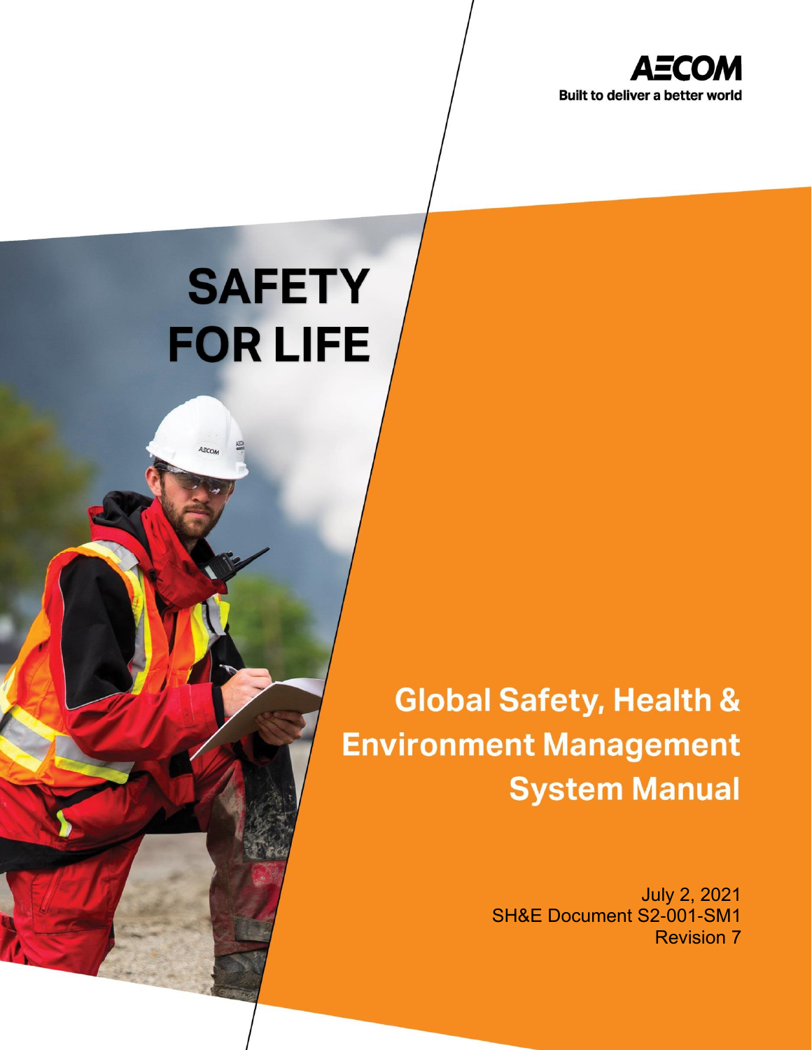**AECOM**

Built to deliver a better world

# SAFETY FOR LIFE

# Global Safety, Health & Environment Management System Manual

July 2, 2021

SH&E Document S2-001-SM1

Revision 7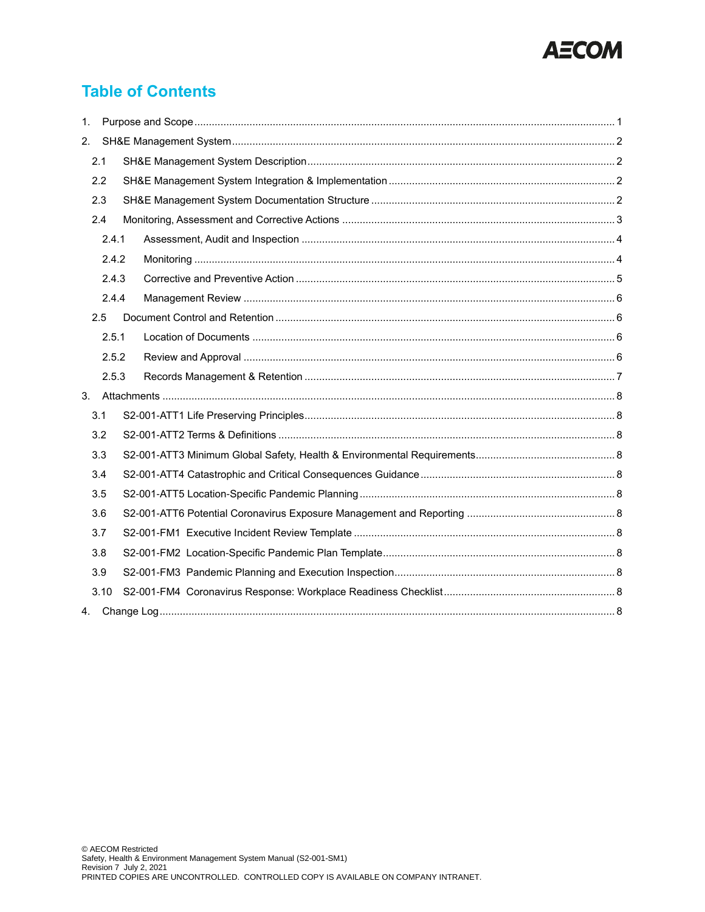## Table of Contents

1. Purpose and Scope ..... 1
2. SH&E Management System ..... 2
   - 2.1 SH&E Management System Description ..... 2
   - 2.2 SH&E Management System Integration & Implementation ..... 2
   - 2.3 SH&E Management System Documentation Structure ..... 2
   - 2.4 Monitoring, Assessment and Corrective Actions ..... 3
     - 2.4.1 Assessment, Audit and Inspection ..... 4
     - 2.4.2 Monitoring ..... 4
     - 2.4.3 Corrective and Preventive Action ..... 5
     - 2.4.4 Management Review ..... 6
   - 2.5 Document Control and Retention ..... 6
     - 2.5.1 Location of Documents ..... 6
     - 2.5.2 Review and Approval ..... 6
     - 2.5.3 Records Management & Retention ..... 7
3. Attachments ..... 8
   - 3.1 S2-001-ATT1 Life Preserving Principles ..... 8
   - 3.2 S2-001-ATT2 Terms & Definitions ..... 8
   - 3.3 S2-001-ATT3 Minimum Global Safety, Health & Environmental Requirements ..... 8
   - 3.4 S2-001-ATT4 Catastrophic and Critical Consequences Guidance ..... 8
   - 3.5 S2-001-ATT5 Location-Specific Pandemic Planning ..... 8
   - 3.6 S2-001-ATT6 Potential Coronavirus Exposure Management and Reporting ..... 8
   - 3.7 S2-001-FM1 Executive Incident Review Template ..... 8
   - 3.8 S2-001-FM2 Location-Specific Pandemic Plan Template ..... 8
   - 3.9 S2-001-FM3 Pandemic Planning and Execution Inspection ..... 8
   - 3.10 S2-001-FM4 Coronavirus Response: Workplace Readiness Checklist ..... 8
4. Change Log ..... 8

© AECOM Restricted
Safety, Health & Environment Management System Manual (S2-001-SM1)
Revision 7 July 2, 2021
PRINTED COPIES ARE UNCONTROLLED. CONTROLLED COPY IS AVAILABLE ON COMPANY INTRANET.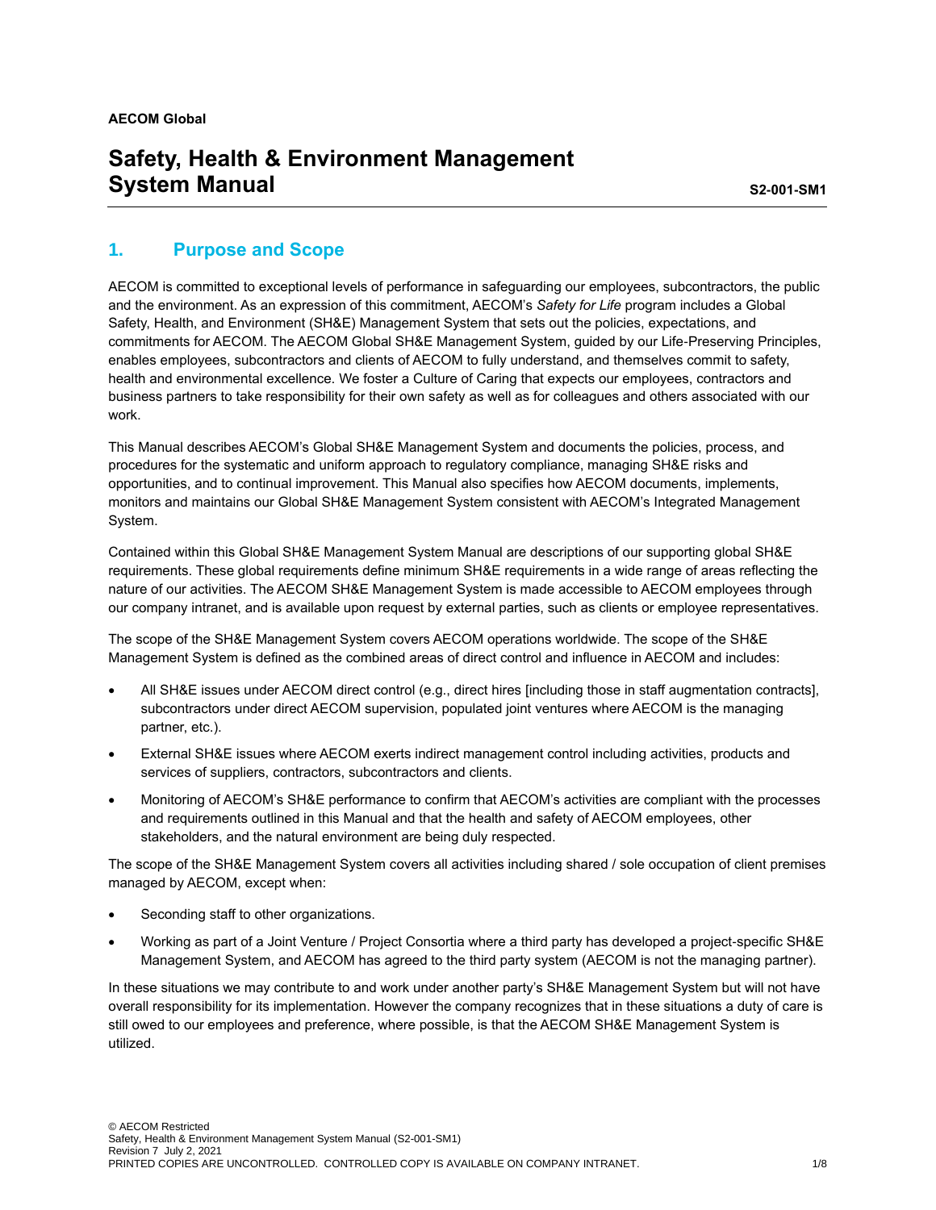AECOM Global

# Safety, Health & Environment Management System Manual

S2-001-SM1

## 1. Purpose and Scope

AECOM is committed to exceptional levels of performance in safeguarding our employees, subcontractors, the public and the environment. As an expression of this commitment, AECOM's *Safety for Life* program includes a Global Safety, Health, and Environment (SH&E) Management System that sets out the policies, expectations, and commitments for AECOM. The AECOM Global SH&E Management System, guided by our Life-Preserving Principles, enables employees, subcontractors and clients of AECOM to fully understand, and themselves commit to safety, health and environmental excellence. We foster a Culture of Caring that expects our employees, contractors and business partners to take responsibility for their own safety as well as for colleagues and others associated with our work.

This Manual describes AECOM's Global SH&E Management System and documents the policies, process, and procedures for the systematic and uniform approach to regulatory compliance, managing SH&E risks and opportunities, and to continual improvement. This Manual also specifies how AECOM documents, implements, monitors and maintains our Global SH&E Management System consistent with AECOM's Integrated Management System.

Contained within this Global SH&E Management System Manual are descriptions of our supporting global SH&E requirements. These global requirements define minimum SH&E requirements in a wide range of areas reflecting the nature of our activities. The AECOM SH&E Management System is made accessible to AECOM employees through our company intranet, and is available upon request by external parties, such as clients or employee representatives.

The scope of the SH&E Management System covers AECOM operations worldwide. The scope of the SH&E Management System is defined as the combined areas of direct control and influence in AECOM and includes:

- All SH&E issues under AECOM direct control (e.g., direct hires [including those in staff augmentation contracts], subcontractors under direct AECOM supervision, populated joint ventures where AECOM is the managing partner, etc.).
- External SH&E issues where AECOM exerts indirect management control including activities, products and services of suppliers, contractors, subcontractors and clients.
- Monitoring of AECOM's SH&E performance to confirm that AECOM's activities are compliant with the processes and requirements outlined in this Manual and that the health and safety of AECOM employees, other stakeholders, and the natural environment are being duly respected.

The scope of the SH&E Management System covers all activities including shared / sole occupation of client premises managed by AECOM, except when:

- Seconding staff to other organizations.
- Working as part of a Joint Venture / Project Consortia where a third party has developed a project-specific SH&E Management System, and AECOM has agreed to the third party system (AECOM is not the managing partner).

In these situations we may contribute to and work under another party's SH&E Management System but will not have overall responsibility for its implementation. However the company recognizes that in these situations a duty of care is still owed to our employees and preference, where possible, is that the AECOM SH&E Management System is utilized.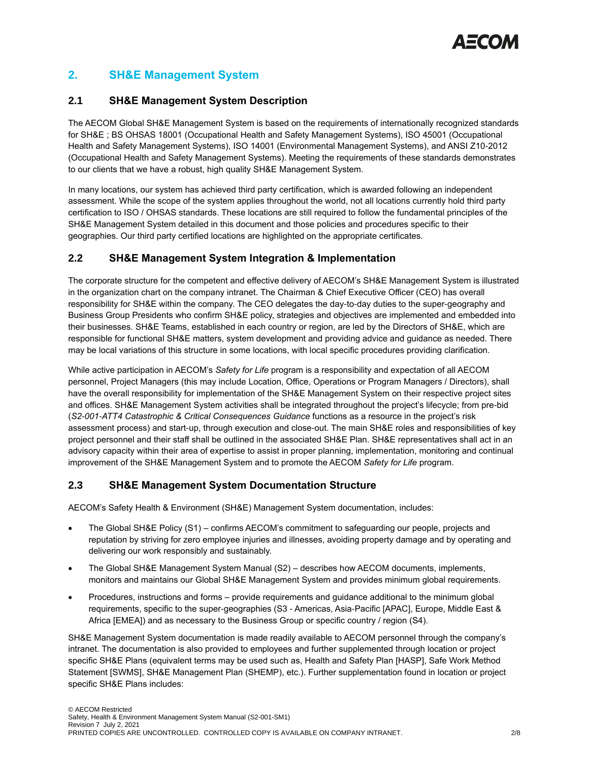## 2. SH&E Management System

### 2.1 SH&E Management System Description

The AECOM Global SH&E Management System is based on the requirements of internationally recognized standards for SH&E ; BS OHSAS 18001 (Occupational Health and Safety Management Systems), ISO 45001 (Occupational Health and Safety Management Systems), ISO 14001 (Environmental Management Systems), and ANSI Z10-2012 (Occupational Health and Safety Management Systems). Meeting the requirements of these standards demonstrates to our clients that we have a robust, high quality SH&E Management System.

In many locations, our system has achieved third party certification, which is awarded following an independent assessment. While the scope of the system applies throughout the world, not all locations currently hold third party certification to ISO / OHSAS standards. These locations are still required to follow the fundamental principles of the SH&E Management System detailed in this document and those policies and procedures specific to their geographies. Our third party certified locations are highlighted on the appropriate certificates.

### 2.2 SH&E Management System Integration & Implementation

The corporate structure for the competent and effective delivery of AECOM's SH&E Management System is illustrated in the organization chart on the company intranet. The Chairman & Chief Executive Officer (CEO) has overall responsibility for SH&E within the company. The CEO delegates the day-to-day duties to the super-geography and Business Group Presidents who confirm SH&E policy, strategies and objectives are implemented and embedded into their businesses. SH&E Teams, established in each country or region, are led by the Directors of SH&E, which are responsible for functional SH&E matters, system development and providing advice and guidance as needed. There may be local variations of this structure in some locations, with local specific procedures providing clarification.

While active participation in AECOM's *Safety for Life* program is a responsibility and expectation of all AECOM personnel, Project Managers (this may include Location, Office, Operations or Program Managers / Directors), shall have the overall responsibility for implementation of the SH&E Management System on their respective project sites and offices. SH&E Management System activities shall be integrated throughout the project's lifecycle; from pre-bid (*S2-001-ATT4 Catastrophic & Critical Consequences Guidance* functions as a resource in the project's risk assessment process) and start-up, through execution and close-out. The main SH&E roles and responsibilities of key project personnel and their staff shall be outlined in the associated SH&E Plan. SH&E representatives shall act in an advisory capacity within their area of expertise to assist in proper planning, implementation, monitoring and continual improvement of the SH&E Management System and to promote the AECOM *Safety for Life* program.

### 2.3 SH&E Management System Documentation Structure

AECOM's Safety Health & Environment (SH&E) Management System documentation, includes:

- The Global SH&E Policy (S1) – confirms AECOM's commitment to safeguarding our people, projects and reputation by striving for zero employee injuries and illnesses, avoiding property damage and by operating and delivering our work responsibly and sustainably.
- The Global SH&E Management System Manual (S2) – describes how AECOM documents, implements, monitors and maintains our Global SH&E Management System and provides minimum global requirements.
- Procedures, instructions and forms – provide requirements and guidance additional to the minimum global requirements, specific to the super-geographies (S3 - Americas, Asia-Pacific [APAC], Europe, Middle East & Africa [EMEA]) and as necessary to the Business Group or specific country / region (S4).

SH&E Management System documentation is made readily available to AECOM personnel through the company's intranet. The documentation is also provided to employees and further supplemented through location or project specific SH&E Plans (equivalent terms may be used such as, Health and Safety Plan [HASP], Safe Work Method Statement [SWMS], SH&E Management Plan (SHEMP), etc.). Further supplementation found in location or project specific SH&E Plans includes: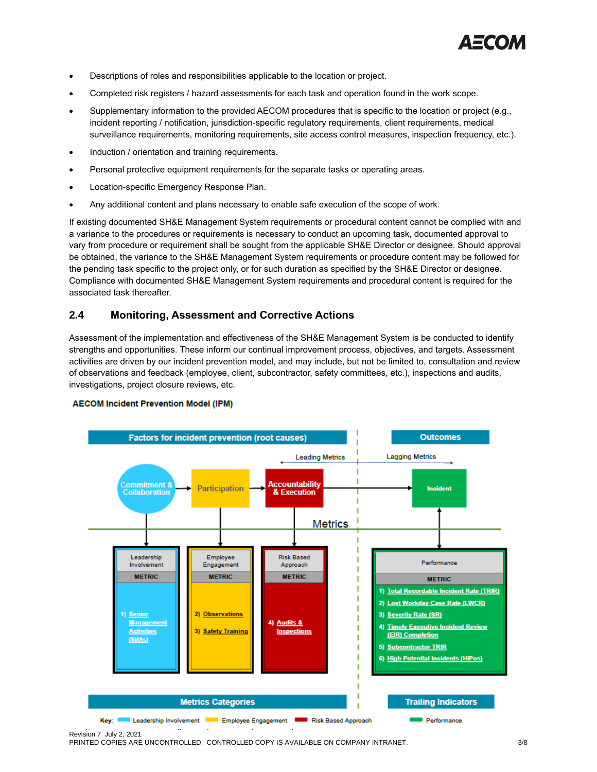- Descriptions of roles and responsibilities applicable to the location or project.
- Completed risk registers / hazard assessments for each task and operation found in the work scope.
- Supplementary information to the provided AECOM procedures that is specific to the location or project (e.g., incident reporting / notification, jurisdiction-specific regulatory requirements, client requirements, medical surveillance requirements, monitoring requirements, site access control measures, inspection frequency, etc.).
- Induction / orientation and training requirements.
- Personal protective equipment requirements for the separate tasks or operating areas.
- Location-specific Emergency Response Plan.
- Any additional content and plans necessary to enable safe execution of the scope of work.

If existing documented SH&E Management System requirements or procedural content cannot be complied with and a variance to the procedures or requirements is necessary to conduct an upcoming task, documented approval to vary from procedure or requirement shall be sought from the applicable SH&E Director or designee. Should approval be obtained, the variance to the SH&E Management System requirements or procedure content may be followed for the pending task specific to the project only, or for such duration as specified by the SH&E Director or designee. Compliance with documented SH&E Management System requirements and procedural content is required for the associated task thereafter.

## 2.4 Monitoring, Assessment and Corrective Actions

Assessment of the implementation and effectiveness of the SH&E Management System is be conducted to identify strengths and opportunities. These inform our continual improvement process, objectives, and targets. Assessment activities are driven by our incident prevention model, and may include, but not be limited to, consultation and review of observations and feedback (employee, client, subcontractor, safety committees, etc.), inspections and audits, investigations, project closure reviews, etc.

**AECOM Incident Prevention Model (IPM)**

**Factors for incident prevention (root causes)** | **Outcomes**

Leading Metrics ← | → Lagging Metrics

Commitment & Collaboration → Participation → Accountability & Execution → Incident

Metrics

| Leadership Involvement | Employee Engagement | Risk Based Approach | Performance |
|---|---|---|---|
| METRIC | METRIC | METRIC | METRIC |
| 1) Senior Management Activities (SMAs) | 2) Observations<br>3) Safety Training | 4) Audits & Inspections | 1) Total Recordable Incident Rate (TRIR)<br>2) Lost Workday Case Rate (LWCR)<br>3) Severity Rate (SR)<br>4) Timely Executive Incident Review (EIR) Completion<br>5) Subcontractor TRIR<br>6) High Potential Incidents (HiPos) |

**Metrics Categories** | **Trailing Indicators**

Key: Leadership Involvement, Employee Engagement, Risk Based Approach, Performance

Revision 7 July 2, 2021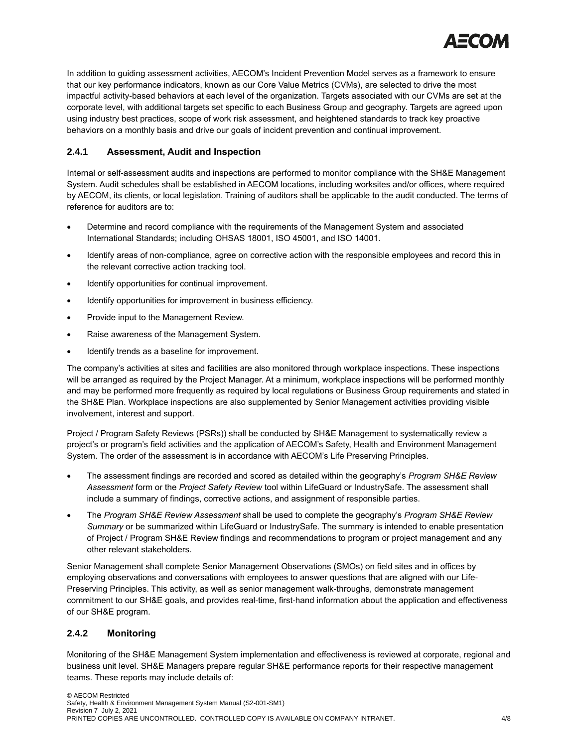In addition to guiding assessment activities, AECOM's Incident Prevention Model serves as a framework to ensure that our key performance indicators, known as our Core Value Metrics (CVMs), are selected to drive the most impactful activity-based behaviors at each level of the organization. Targets associated with our CVMs are set at the corporate level, with additional targets set specific to each Business Group and geography. Targets are agreed upon using industry best practices, scope of work risk assessment, and heightened standards to track key proactive behaviors on a monthly basis and drive our goals of incident prevention and continual improvement.

### 2.4.1 Assessment, Audit and Inspection

Internal or self-assessment audits and inspections are performed to monitor compliance with the SH&E Management System. Audit schedules shall be established in AECOM locations, including worksites and/or offices, where required by AECOM, its clients, or local legislation. Training of auditors shall be applicable to the audit conducted. The terms of reference for auditors are to:

- Determine and record compliance with the requirements of the Management System and associated International Standards; including OHSAS 18001, ISO 45001, and ISO 14001.
- Identify areas of non-compliance, agree on corrective action with the responsible employees and record this in the relevant corrective action tracking tool.
- Identify opportunities for continual improvement.
- Identify opportunities for improvement in business efficiency.
- Provide input to the Management Review.
- Raise awareness of the Management System.
- Identify trends as a baseline for improvement.

The company's activities at sites and facilities are also monitored through workplace inspections. These inspections will be arranged as required by the Project Manager. At a minimum, workplace inspections will be performed monthly and may be performed more frequently as required by local regulations or Business Group requirements and stated in the SH&E Plan. Workplace inspections are also supplemented by Senior Management activities providing visible involvement, interest and support.

Project / Program Safety Reviews (PSRs)) shall be conducted by SH&E Management to systematically review a project's or program's field activities and the application of AECOM's Safety, Health and Environment Management System. The order of the assessment is in accordance with AECOM's Life Preserving Principles.

- The assessment findings are recorded and scored as detailed within the geography's *Program SH&E Review Assessment* form or the *Project Safety Review* tool within LifeGuard or IndustrySafe. The assessment shall include a summary of findings, corrective actions, and assignment of responsible parties.
- The *Program SH&E Review Assessment* shall be used to complete the geography's *Program SH&E Review Summary* or be summarized within LifeGuard or IndustrySafe. The summary is intended to enable presentation of Project / Program SH&E Review findings and recommendations to program or project management and any other relevant stakeholders.

Senior Management shall complete Senior Management Observations (SMOs) on field sites and in offices by employing observations and conversations with employees to answer questions that are aligned with our Life-Preserving Principles. This activity, as well as senior management walk-throughs, demonstrate management commitment to our SH&E goals, and provides real-time, first-hand information about the application and effectiveness of our SH&E program.

### 2.4.2 Monitoring

Monitoring of the SH&E Management System implementation and effectiveness is reviewed at corporate, regional and business unit level. SH&E Managers prepare regular SH&E performance reports for their respective management teams. These reports may include details of: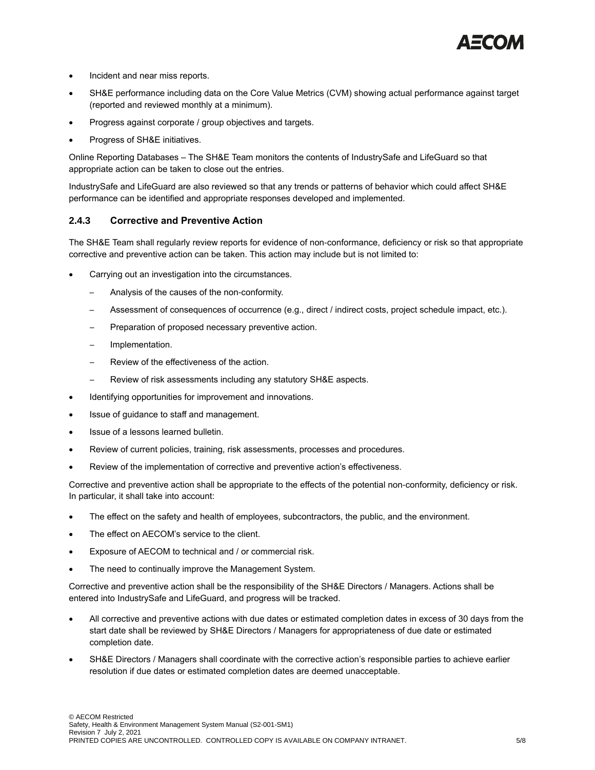- Incident and near miss reports.
- SH&E performance including data on the Core Value Metrics (CVM) showing actual performance against target (reported and reviewed monthly at a minimum).
- Progress against corporate / group objectives and targets.
- Progress of SH&E initiatives.

Online Reporting Databases – The SH&E Team monitors the contents of IndustrySafe and LifeGuard so that appropriate action can be taken to close out the entries.

IndustrySafe and LifeGuard are also reviewed so that any trends or patterns of behavior which could affect SH&E performance can be identified and appropriate responses developed and implemented.

### 2.4.3 Corrective and Preventive Action

The SH&E Team shall regularly review reports for evidence of non-conformance, deficiency or risk so that appropriate corrective and preventive action can be taken. This action may include but is not limited to:

- Carrying out an investigation into the circumstances.
  - Analysis of the causes of the non-conformity.
  - Assessment of consequences of occurrence (e.g., direct / indirect costs, project schedule impact, etc.).
  - Preparation of proposed necessary preventive action.
  - Implementation.
  - Review of the effectiveness of the action.
  - Review of risk assessments including any statutory SH&E aspects.
- Identifying opportunities for improvement and innovations.
- Issue of guidance to staff and management.
- Issue of a lessons learned bulletin.
- Review of current policies, training, risk assessments, processes and procedures.
- Review of the implementation of corrective and preventive action's effectiveness.

Corrective and preventive action shall be appropriate to the effects of the potential non-conformity, deficiency or risk. In particular, it shall take into account:

- The effect on the safety and health of employees, subcontractors, the public, and the environment.
- The effect on AECOM's service to the client.
- Exposure of AECOM to technical and / or commercial risk.
- The need to continually improve the Management System.

Corrective and preventive action shall be the responsibility of the SH&E Directors / Managers. Actions shall be entered into IndustrySafe and LifeGuard, and progress will be tracked.

- All corrective and preventive actions with due dates or estimated completion dates in excess of 30 days from the start date shall be reviewed by SH&E Directors / Managers for appropriateness of due date or estimated completion date.
- SH&E Directors / Managers shall coordinate with the corrective action's responsible parties to achieve earlier resolution if due dates or estimated completion dates are deemed unacceptable.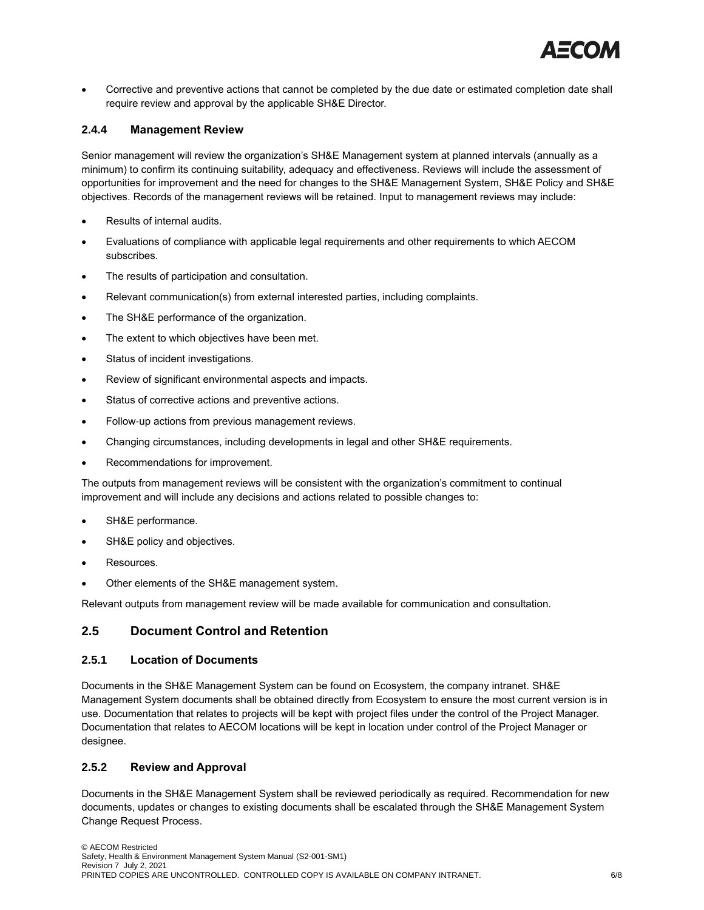- Corrective and preventive actions that cannot be completed by the due date or estimated completion date shall require review and approval by the applicable SH&E Director.

### 2.4.4 Management Review

Senior management will review the organization's SH&E Management system at planned intervals (annually as a minimum) to confirm its continuing suitability, adequacy and effectiveness. Reviews will include the assessment of opportunities for improvement and the need for changes to the SH&E Management System, SH&E Policy and SH&E objectives. Records of the management reviews will be retained. Input to management reviews may include:

- Results of internal audits.
- Evaluations of compliance with applicable legal requirements and other requirements to which AECOM subscribes.
- The results of participation and consultation.
- Relevant communication(s) from external interested parties, including complaints.
- The SH&E performance of the organization.
- The extent to which objectives have been met.
- Status of incident investigations.
- Review of significant environmental aspects and impacts.
- Status of corrective actions and preventive actions.
- Follow-up actions from previous management reviews.
- Changing circumstances, including developments in legal and other SH&E requirements.
- Recommendations for improvement.

The outputs from management reviews will be consistent with the organization's commitment to continual improvement and will include any decisions and actions related to possible changes to:

- SH&E performance.
- SH&E policy and objectives.
- Resources.
- Other elements of the SH&E management system.

Relevant outputs from management review will be made available for communication and consultation.

## 2.5 Document Control and Retention

### 2.5.1 Location of Documents

Documents in the SH&E Management System can be found on Ecosystem, the company intranet. SH&E Management System documents shall be obtained directly from Ecosystem to ensure the most current version is in use. Documentation that relates to projects will be kept with project files under the control of the Project Manager. Documentation that relates to AECOM locations will be kept in location under control of the Project Manager or designee.

### 2.5.2 Review and Approval

Documents in the SH&E Management System shall be reviewed periodically as required. Recommendation for new documents, updates or changes to existing documents shall be escalated through the SH&E Management System Change Request Process.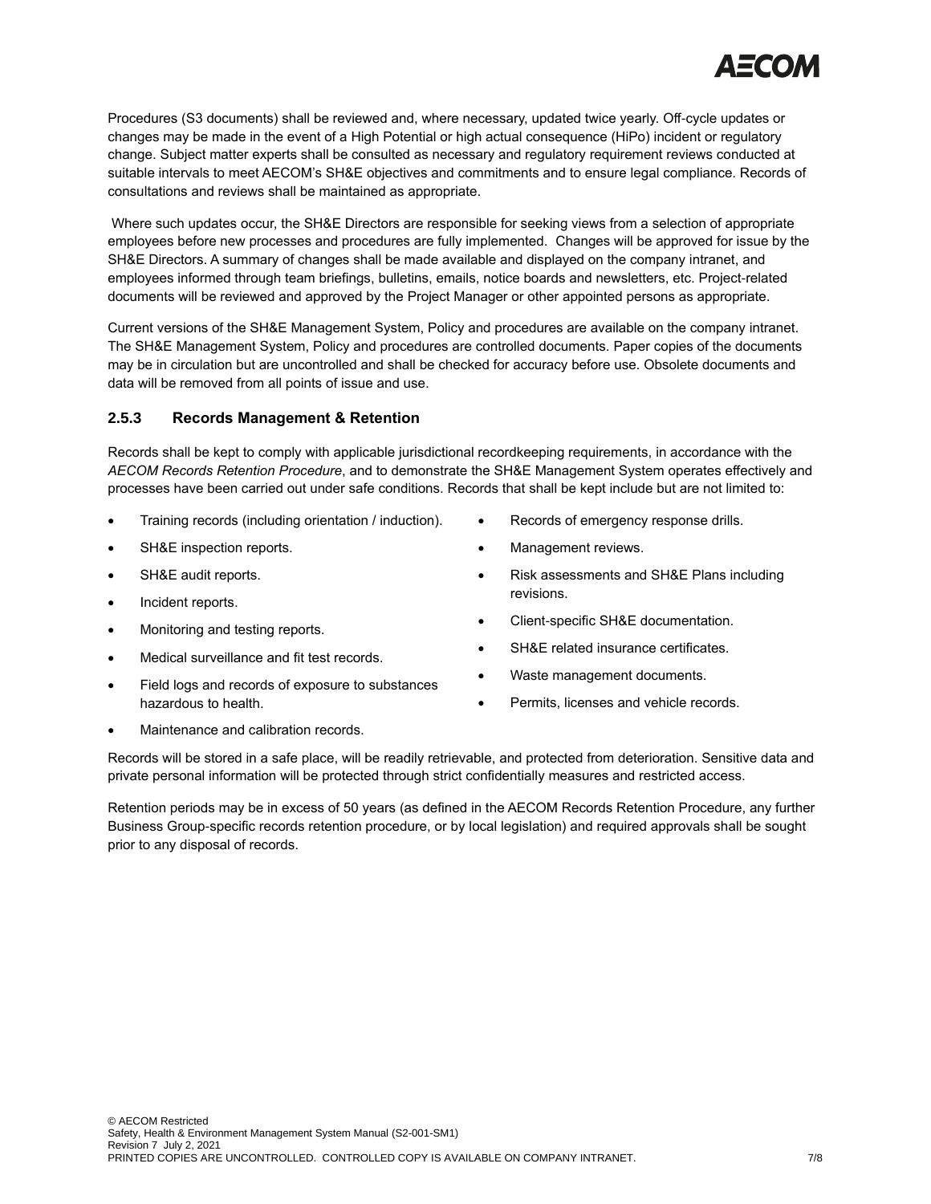Procedures (S3 documents) shall be reviewed and, where necessary, updated twice yearly. Off-cycle updates or changes may be made in the event of a High Potential or high actual consequence (HiPo) incident or regulatory change. Subject matter experts shall be consulted as necessary and regulatory requirement reviews conducted at suitable intervals to meet AECOM's SH&E objectives and commitments and to ensure legal compliance. Records of consultations and reviews shall be maintained as appropriate.

Where such updates occur, the SH&E Directors are responsible for seeking views from a selection of appropriate employees before new processes and procedures are fully implemented. Changes will be approved for issue by the SH&E Directors. A summary of changes shall be made available and displayed on the company intranet, and employees informed through team briefings, bulletins, emails, notice boards and newsletters, etc. Project-related documents will be reviewed and approved by the Project Manager or other appointed persons as appropriate.

Current versions of the SH&E Management System, Policy and procedures are available on the company intranet. The SH&E Management System, Policy and procedures are controlled documents. Paper copies of the documents may be in circulation but are uncontrolled and shall be checked for accuracy before use. Obsolete documents and data will be removed from all points of issue and use.

### 2.5.3 Records Management & Retention

Records shall be kept to comply with applicable jurisdictional recordkeeping requirements, in accordance with the *AECOM Records Retention Procedure*, and to demonstrate the SH&E Management System operates effectively and processes have been carried out under safe conditions. Records that shall be kept include but are not limited to:

- Training records (including orientation / induction).
- SH&E inspection reports.
- SH&E audit reports.
- Incident reports.
- Monitoring and testing reports.
- Medical surveillance and fit test records.
- Field logs and records of exposure to substances hazardous to health.
- Maintenance and calibration records.
- Records of emergency response drills.
- Management reviews.
- Risk assessments and SH&E Plans including revisions.
- Client-specific SH&E documentation.
- SH&E related insurance certificates.
- Waste management documents.
- Permits, licenses and vehicle records.

Records will be stored in a safe place, will be readily retrievable, and protected from deterioration. Sensitive data and private personal information will be protected through strict confidentially measures and restricted access.

Retention periods may be in excess of 50 years (as defined in the AECOM Records Retention Procedure, any further Business Group-specific records retention procedure, or by local legislation) and required approvals shall be sought prior to any disposal of records.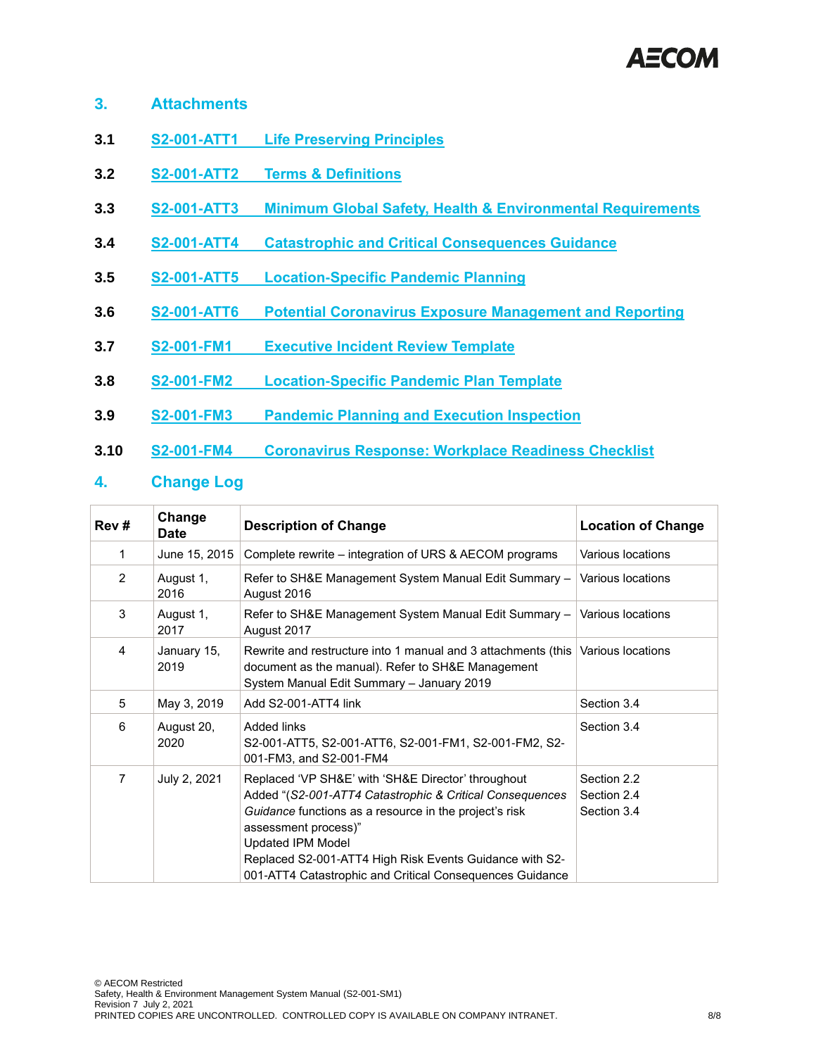## 3. Attachments

**3.1** S2-001-ATT1 Life Preserving Principles

**3.2** S2-001-ATT2 Terms & Definitions

**3.3** S2-001-ATT3 Minimum Global Safety, Health & Environmental Requirements

**3.4** S2-001-ATT4 Catastrophic and Critical Consequences Guidance

**3.5** S2-001-ATT5 Location-Specific Pandemic Planning

**3.6** S2-001-ATT6 Potential Coronavirus Exposure Management and Reporting

**3.7** S2-001-FM1 Executive Incident Review Template

**3.8** S2-001-FM2 Location-Specific Pandemic Plan Template

**3.9** S2-001-FM3 Pandemic Planning and Execution Inspection

**3.10** S2-001-FM4 Coronavirus Response: Workplace Readiness Checklist

## 4. Change Log

| Rev # | Change Date | Description of Change | Location of Change |
|---|---|---|---|
| 1 | June 15, 2015 | Complete rewrite – integration of URS & AECOM programs | Various locations |
| 2 | August 1, 2016 | Refer to SH&E Management System Manual Edit Summary – August 2016 | Various locations |
| 3 | August 1, 2017 | Refer to SH&E Management System Manual Edit Summary – August 2017 | Various locations |
| 4 | January 15, 2019 | Rewrite and restructure into 1 manual and 3 attachments (this document as the manual). Refer to SH&E Management System Manual Edit Summary – January 2019 | Various locations |
| 5 | May 3, 2019 | Add S2-001-ATT4 link | Section 3.4 |
| 6 | August 20, 2020 | Added links S2-001-ATT5, S2-001-ATT6, S2-001-FM1, S2-001-FM2, S2-001-FM3, and S2-001-FM4 | Section 3.4 |
| 7 | July 2, 2021 | Replaced 'VP SH&E' with 'SH&E Director' throughout<br>Added "(*S2-001-ATT4 Catastrophic & Critical Consequences Guidance* functions as a resource in the project's risk assessment process)"<br>Updated IPM Model<br>Replaced S2-001-ATT4 High Risk Events Guidance with S2-001-ATT4 Catastrophic and Critical Consequences Guidance | Section 2.2<br>Section 2.4<br>Section 3.4 |